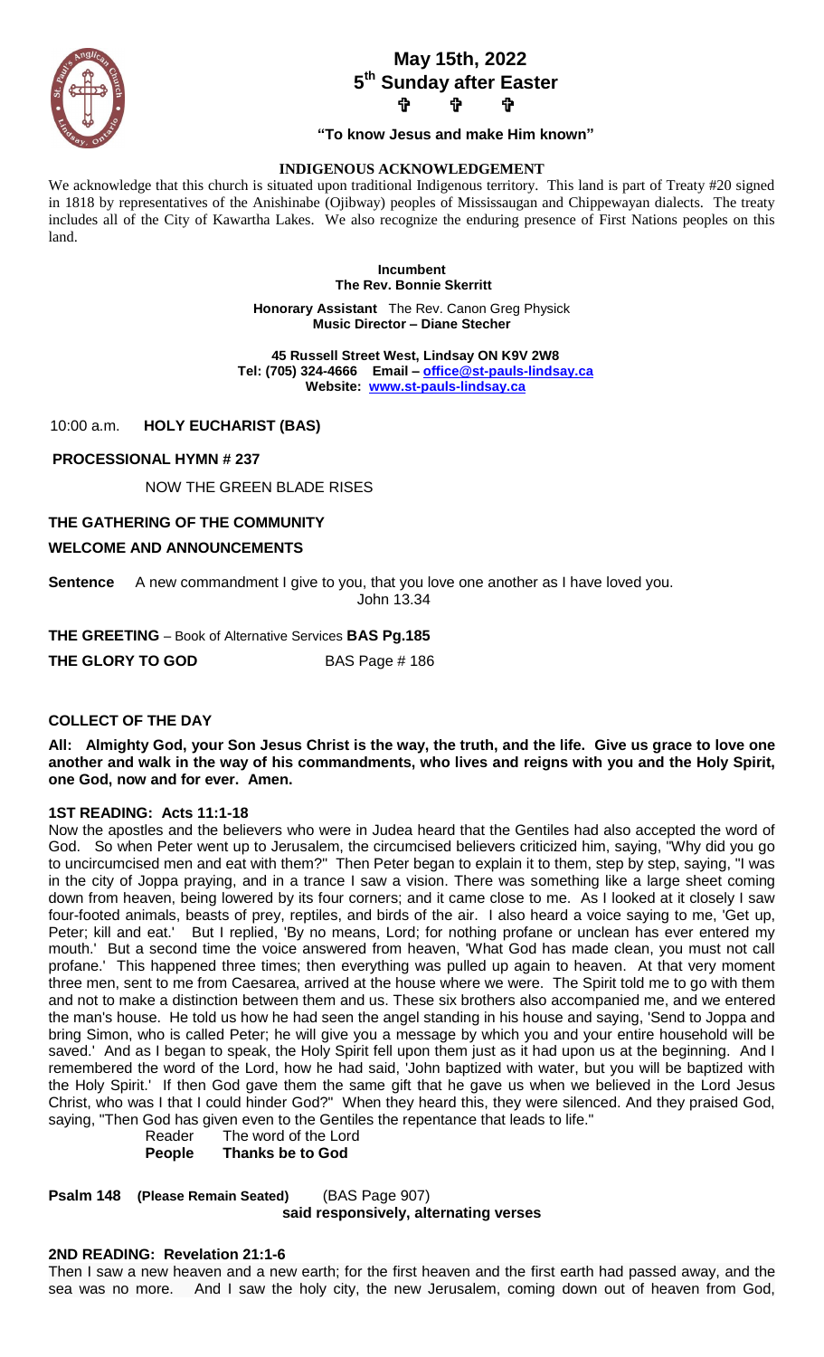# May 15th, 2022
## 5th Sunday after Easter
✞ ✞ ✞

**"To know Jesus and make Him known"**

**INDIGENOUS ACKNOWLEDGEMENT**

We acknowledge that this church is situated upon traditional Indigenous territory. This land is part of Treaty #20 signed in 1818 by representatives of the Anishinabe (Ojibway) peoples of Mississaugan and Chippewayan dialects. The treaty includes all of the City of Kawartha Lakes. We also recognize the enduring presence of First Nations peoples on this land.

**Incumbent**
**The Rev. Bonnie Skerritt**

**Honorary Assistant** The Rev. Canon Greg Physick
**Music Director – Diane Stecher**

**45 Russell Street West, Lindsay ON K9V 2W8**
**Tel: (705) 324-4666 Email – office@st-pauls-lindsay.ca**
**Website: www.st-pauls-lindsay.ca**

10:00 a.m. **HOLY EUCHARIST (BAS)**

**PROCESSIONAL HYMN # 237**

NOW THE GREEN BLADE RISES

**THE GATHERING OF THE COMMUNITY**

**WELCOME AND ANNOUNCEMENTS**

**Sentence** A new commandment I give to you, that you love one another as I have loved you. John 13.34

**THE GREETING** – Book of Alternative Services **BAS Pg.185**

**THE GLORY TO GOD** BAS Page # 186

**COLLECT OF THE DAY**

**All: Almighty God, your Son Jesus Christ is the way, the truth, and the life. Give us grace to love one another and walk in the way of his commandments, who lives and reigns with you and the Holy Spirit, one God, now and for ever. Amen.**

**1ST READING: Acts 11:1-18**

Now the apostles and the believers who were in Judea heard that the Gentiles had also accepted the word of God. So when Peter went up to Jerusalem, the circumcised believers criticized him, saying, "Why did you go to uncircumcised men and eat with them?" Then Peter began to explain it to them, step by step, saying, "I was in the city of Joppa praying, and in a trance I saw a vision. There was something like a large sheet coming down from heaven, being lowered by its four corners; and it came close to me. As I looked at it closely I saw four-footed animals, beasts of prey, reptiles, and birds of the air. I also heard a voice saying to me, 'Get up, Peter; kill and eat.' But I replied, 'By no means, Lord; for nothing profane or unclean has ever entered my mouth.' But a second time the voice answered from heaven, 'What God has made clean, you must not call profane.' This happened three times; then everything was pulled up again to heaven. At that very moment three men, sent to me from Caesarea, arrived at the house where we were. The Spirit told me to go with them and not to make a distinction between them and us. These six brothers also accompanied me, and we entered the man's house. He told us how he had seen the angel standing in his house and saying, 'Send to Joppa and bring Simon, who is called Peter; he will give you a message by which you and your entire household will be saved.' And as I began to speak, the Holy Spirit fell upon them just as it had upon us at the beginning. And I remembered the word of the Lord, how he had said, 'John baptized with water, but you will be baptized with the Holy Spirit.' If then God gave them the same gift that he gave us when we believed in the Lord Jesus Christ, who was I that I could hinder God?" When they heard this, they were silenced. And they praised God, saying, "Then God has given even to the Gentiles the repentance that leads to life."

Reader The word of the Lord
**People Thanks be to God**

**Psalm 148 (Please Remain Seated)** (BAS Page 907)
**said responsively, alternating verses**

**2ND READING: Revelation 21:1-6**

Then I saw a new heaven and a new earth; for the first heaven and the first earth had passed away, and the sea was no more. And I saw the holy city, the new Jerusalem, coming down out of heaven from God,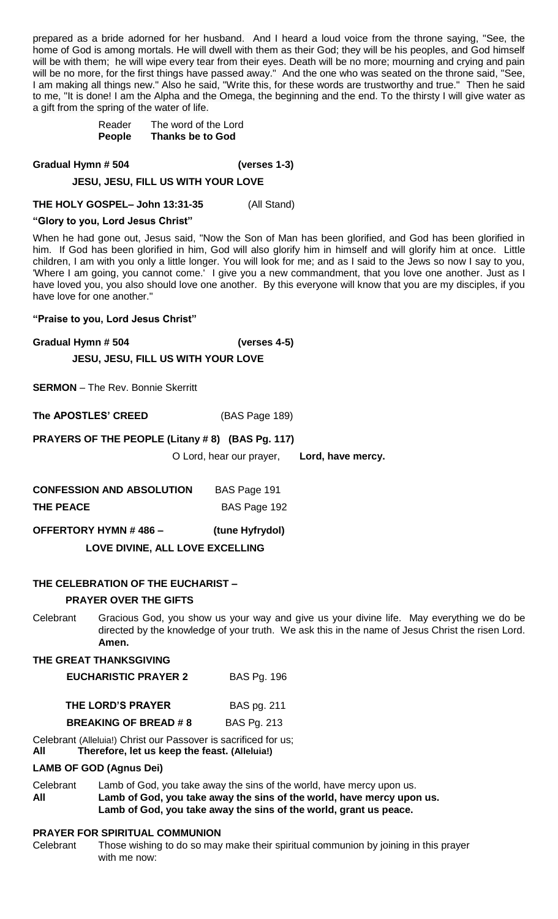prepared as a bride adorned for her husband. And I heard a loud voice from the throne saying, "See, the home of God is among mortals. He will dwell with them as their God; they will be his peoples, and God himself will be with them; he will wipe every tear from their eyes. Death will be no more; mourning and crying and pain will be no more, for the first things have passed away." And the one who was seated on the throne said, "See, I am making all things new." Also he said, "Write this, for these words are trustworthy and true." Then he said to me, "It is done! I am the Alpha and the Omega, the beginning and the end. To the thirsty I will give water as a gift from the spring of the water of life.

Reader The word of the Lord
**People Thanks be to God**

**Gradual Hymn # 504 (verses 1-3)**

**JESU, JESU, FILL US WITH YOUR LOVE**

**THE HOLY GOSPEL– John 13:31-35** (All Stand)

**"Glory to you, Lord Jesus Christ"**

When he had gone out, Jesus said, "Now the Son of Man has been glorified, and God has been glorified in him. If God has been glorified in him, God will also glorify him in himself and will glorify him at once. Little children, I am with you only a little longer. You will look for me; and as I said to the Jews so now I say to you, 'Where I am going, you cannot come.' I give you a new commandment, that you love one another. Just as I have loved you, you also should love one another. By this everyone will know that you are my disciples, if you have love for one another."

**"Praise to you, Lord Jesus Christ"**

**Gradual Hymn # 504 (verses 4-5)**

**JESU, JESU, FILL US WITH YOUR LOVE**

**SERMON** – The Rev. Bonnie Skerritt

**The APOSTLES' CREED** (BAS Page 189)

**PRAYERS OF THE PEOPLE (Litany # 8) (BAS Pg. 117)**

O Lord, hear our prayer, **Lord, have mercy.**

**CONFESSION AND ABSOLUTION** BAS Page 191

**THE PEACE** BAS Page 192

**OFFERTORY HYMN # 486 – (tune Hyfrydol)**

**LOVE DIVINE, ALL LOVE EXCELLING**

**THE CELEBRATION OF THE EUCHARIST –**

**PRAYER OVER THE GIFTS**

Celebrant Gracious God, you show us your way and give us your divine life. May everything we do be directed by the knowledge of your truth. We ask this in the name of Jesus Christ the risen Lord. **Amen.**

**THE GREAT THANKSGIVING**

**EUCHARISTIC PRAYER 2** BAS Pg. 196

**THE LORD'S PRAYER** BAS pg. 211

**BREAKING OF BREAD # 8** BAS Pg. 213

Celebrant (Alleluia!) Christ our Passover is sacrificed for us;
**All Therefore, let us keep the feast. (Alleluia!)**

**LAMB OF GOD (Agnus Dei)**

Celebrant Lamb of God, you take away the sins of the world, have mercy upon us.
**All Lamb of God, you take away the sins of the world, have mercy upon us.**
**Lamb of God, you take away the sins of the world, grant us peace.**

**PRAYER FOR SPIRITUAL COMMUNION**

Celebrant Those wishing to do so may make their spiritual communion by joining in this prayer with me now: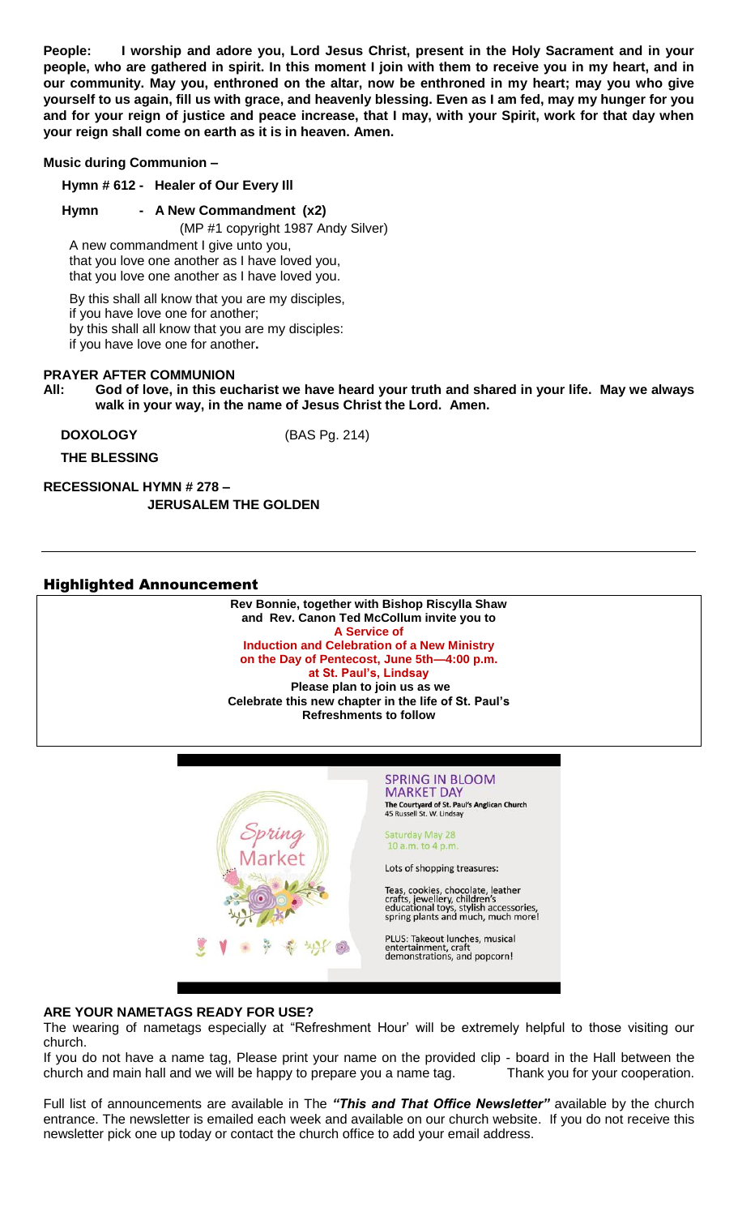**People: I worship and adore you, Lord Jesus Christ, present in the Holy Sacrament and in your people, who are gathered in spirit. In this moment I join with them to receive you in my heart, and in our community. May you, enthroned on the altar, now be enthroned in my heart; may you who give yourself to us again, fill us with grace, and heavenly blessing. Even as I am fed, may my hunger for you and for your reign of justice and peace increase, that I may, with your Spirit, work for that day when your reign shall come on earth as it is in heaven. Amen.**

**Music during Communion –**

**Hymn # 612 - Healer of Our Every Ill**

**Hymn - A New Commandment (x2)**

(MP #1 copyright 1987 Andy Silver)

A new commandment I give unto you,
that you love one another as I have loved you,
that you love one another as I have loved you.

By this shall all know that you are my disciples,
if you have love one for another;
by this shall all know that you are my disciples:
if you have love one for another**.**

**PRAYER AFTER COMMUNION**

**All: God of love, in this eucharist we have heard your truth and shared in your life. May we always walk in your way, in the name of Jesus Christ the Lord. Amen.**

**DOXOLOGY** (BAS Pg. 214)

**THE BLESSING**

**RECESSIONAL HYMN # 278 –**
**JERUSALEM THE GOLDEN**

---

## Highlighted Announcement

**Rev Bonnie, together with Bishop Riscylla Shaw and Rev. Canon Ted McCollum invite you to**
**A Service of**
**Induction and Celebration of a New Ministry**
**on the Day of Pentecost, June 5th—4:00 p.m.**
**at St. Paul's, Lindsay**
**Please plan to join us as we**
**Celebrate this new chapter in the life of St. Paul's**
**Refreshments to follow**

Spring Market

SPRING IN BLOOM
MARKET DAY
**The Courtyard of St. Paul's Anglican Church**
45 Russell St. W. Lindsay

Saturday May 28
10 a.m. to 4 p.m.

Lots of shopping treasures:

Teas, cookies, chocolate, leather crafts, jewellery, children's educational toys, stylish accessories, spring plants and much, much more!

PLUS: Takeout lunches, musical entertainment, craft demonstrations, and popcorn!

**ARE YOUR NAMETAGS READY FOR USE?**

The wearing of nametags especially at "Refreshment Hour' will be extremely helpful to those visiting our church.

If you do not have a name tag, Please print your name on the provided clip - board in the Hall between the church and main hall and we will be happy to prepare you a name tag. Thank you for your cooperation.

Full list of announcements are available in The ***"This and That Office Newsletter"*** available by the church entrance. The newsletter is emailed each week and available on our church website. If you do not receive this newsletter pick one up today or contact the church office to add your email address.